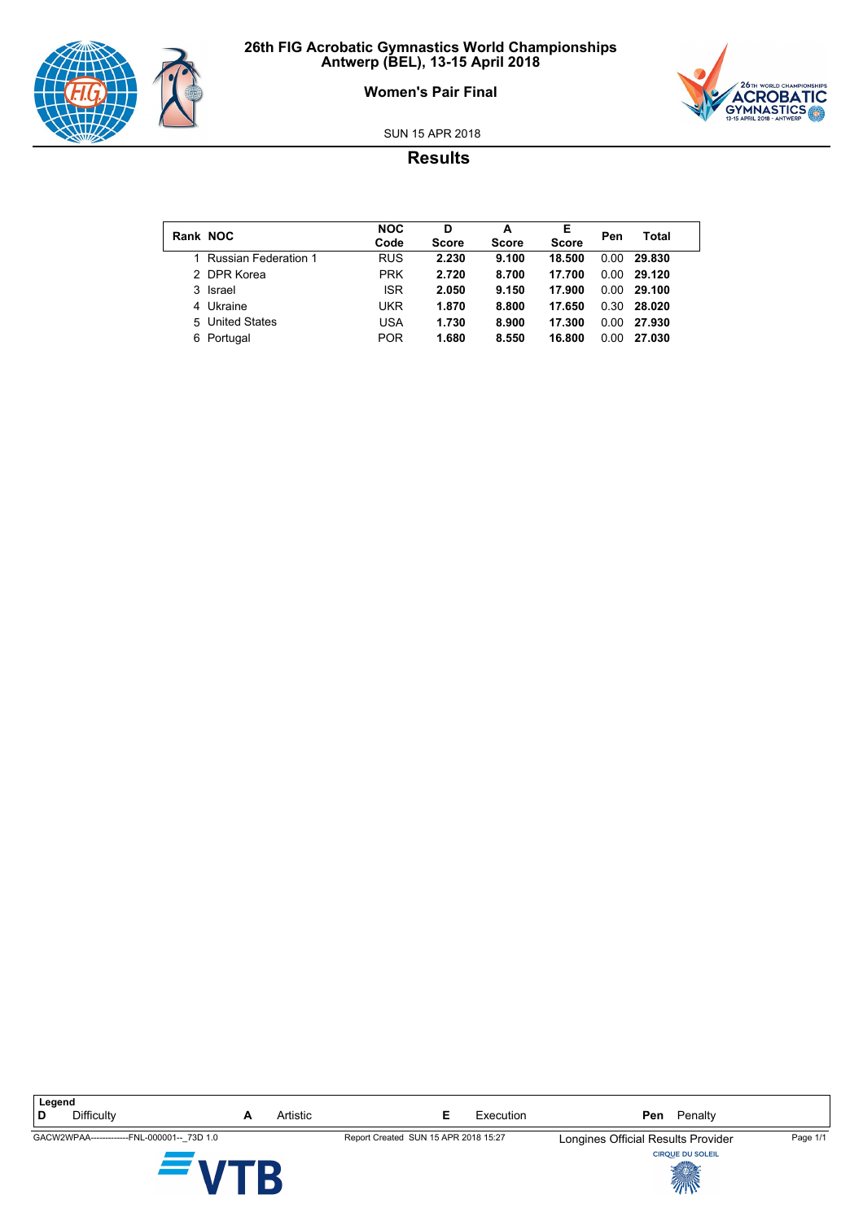# 26th FIG Acrobatic Gymnastics World Championships
## Antwerp (BEL), 13-15 April 2018

### Women's Pair Final

SUN 15 APR 2018

## Results

| Rank | NOC | NOC Code | D Score | A Score | E Score | Pen | Total |
|---|---|---|---|---|---|---|---|
| 1 | Russian Federation 1 | RUS | **2.230** | **9.100** | **18.500** | 0.00 | **29.830** |
| 2 | DPR Korea | PRK | **2.720** | **8.700** | **17.700** | 0.00 | **29.120** |
| 3 | Israel | ISR | **2.050** | **9.150** | **17.900** | 0.00 | **29.100** |
| 4 | Ukraine | UKR | **1.870** | **8.800** | **17.650** | 0.30 | **28.020** |
| 5 | United States | USA | **1.730** | **8.900** | **17.300** | 0.00 | **27.930** |
| 6 | Portugal | POR | **1.680** | **8.550** | **16.800** | 0.00 | **27.030** |

**Legend**

| | | | | | | | |
|---|---|---|---|---|---|---|---|
| **D** | Difficulty | **A** | Artistic | **E** | Execution | **Pen** | Penalty |

GACW2WPAA-------------FNL-000001--_73D 1.0 Report Created SUN 15 APR 2018 15:27 Longines Official Results Provider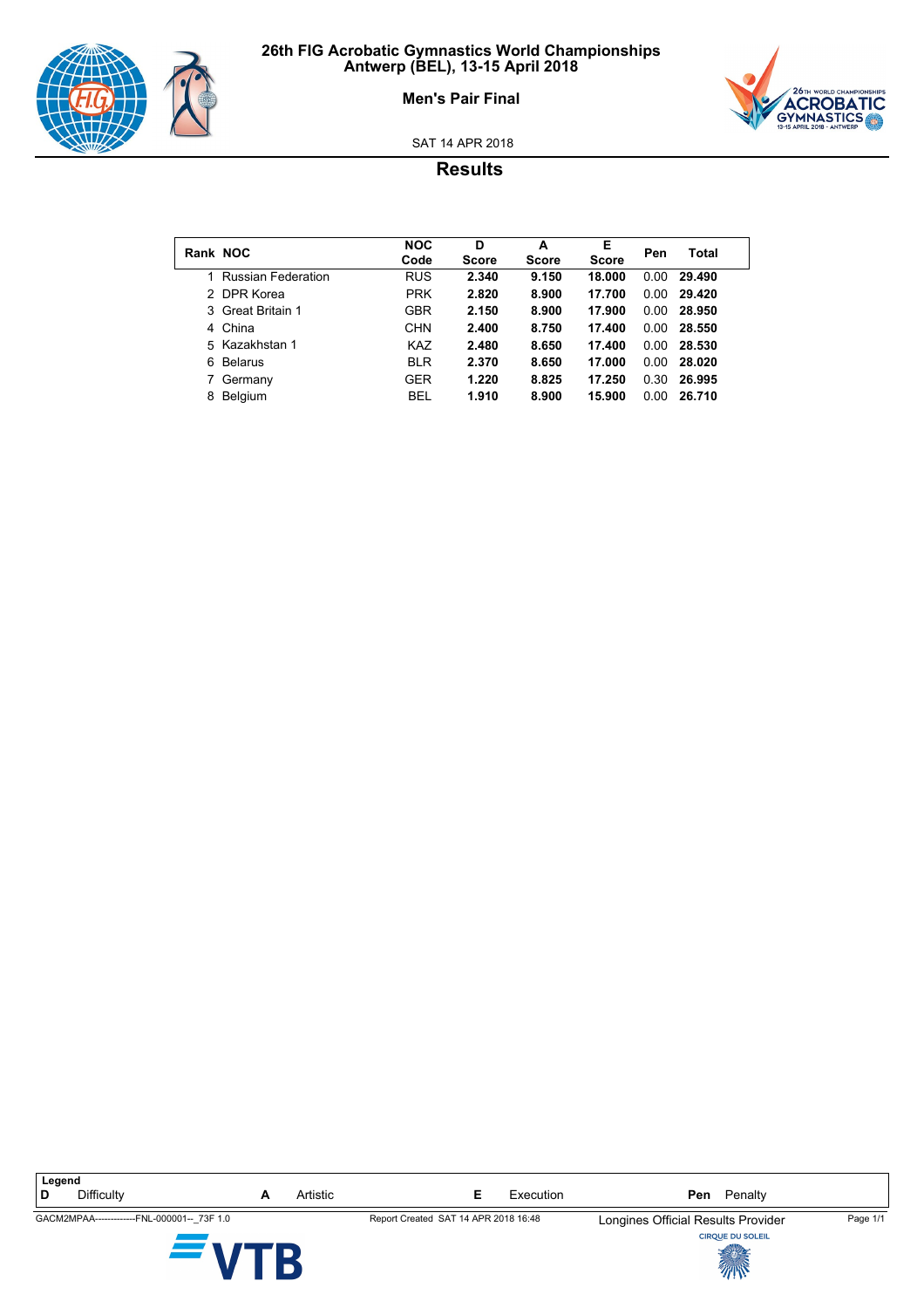# 26th FIG Acrobatic Gymnastics World Championships
## Antwerp (BEL), 13-15 April 2018

### Men's Pair Final

SAT 14 APR 2018

## Results

| Rank | NOC | NOC Code | D Score | A Score | E Score | Pen | Total |
|---|---|---|---|---|---|---|---|
| 1 | Russian Federation | RUS | **2.340** | **9.150** | **18.000** | 0.00 | **29.490** |
| 2 | DPR Korea | PRK | **2.820** | **8.900** | **17.700** | 0.00 | **29.420** |
| 3 | Great Britain 1 | GBR | **2.150** | **8.900** | **17.900** | 0.00 | **28.950** |
| 4 | China | CHN | **2.400** | **8.750** | **17.400** | 0.00 | **28.550** |
| 5 | Kazakhstan 1 | KAZ | **2.480** | **8.650** | **17.400** | 0.00 | **28.530** |
| 6 | Belarus | BLR | **2.370** | **8.650** | **17.000** | 0.00 | **28.020** |
| 7 | Germany | GER | **1.220** | **8.825** | **17.250** | 0.30 | **26.995** |
| 8 | Belgium | BEL | **1.910** | **8.900** | **15.900** | 0.00 | **26.710** |

**Legend**

| | | | | | | | |
|---|---|---|---|---|---|---|---|
| **D** | Difficulty | **A** | Artistic | **E** | Execution | **Pen** | Penalty |

GACM2MPAA--------------FNL-000001--_73F 1.0 &nbsp;&nbsp; Report Created SAT 14 APR 2018 16:48 &nbsp;&nbsp; Longines Official Results Provider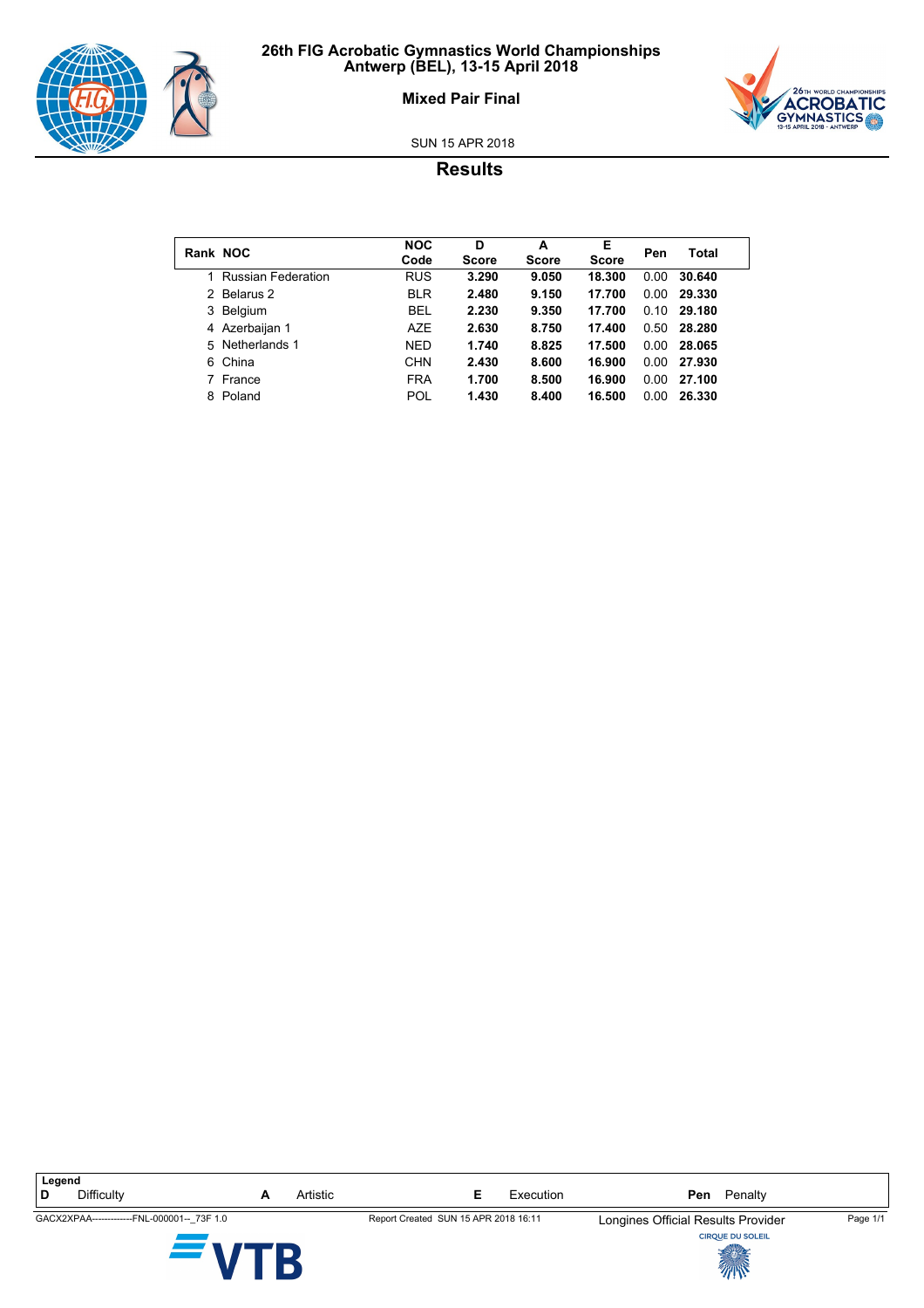# 26th FIG Acrobatic Gymnastics World Championships
## Antwerp (BEL), 13-15 April 2018

### Mixed Pair Final

SUN 15 APR 2018

## Results

| Rank | NOC | NOC Code | D Score | A Score | E Score | Pen | Total |
|---|---|---|---|---|---|---|---|
| 1 | Russian Federation | RUS | **3.290** | **9.050** | **18.300** | 0.00 | **30.640** |
| 2 | Belarus 2 | BLR | **2.480** | **9.150** | **17.700** | 0.00 | **29.330** |
| 3 | Belgium | BEL | **2.230** | **9.350** | **17.700** | 0.10 | **29.180** |
| 4 | Azerbaijan 1 | AZE | **2.630** | **8.750** | **17.400** | 0.50 | **28.280** |
| 5 | Netherlands 1 | NED | **1.740** | **8.825** | **17.500** | 0.00 | **28.065** |
| 6 | China | CHN | **2.430** | **8.600** | **16.900** | 0.00 | **27.930** |
| 7 | France | FRA | **1.700** | **8.500** | **16.900** | 0.00 | **27.100** |
| 8 | Poland | POL | **1.430** | **8.400** | **16.500** | 0.00 | **26.330** |

**Legend**

| | | | | | | | |
|---|---|---|---|---|---|---|---|
| **D** | Difficulty | **A** | Artistic | **E** | Execution | **Pen** | Penalty |

GACX2XPAA-------------FNL-000001--_73F 1.0 Report Created SUN 15 APR 2018 16:11 Longines Official Results Provider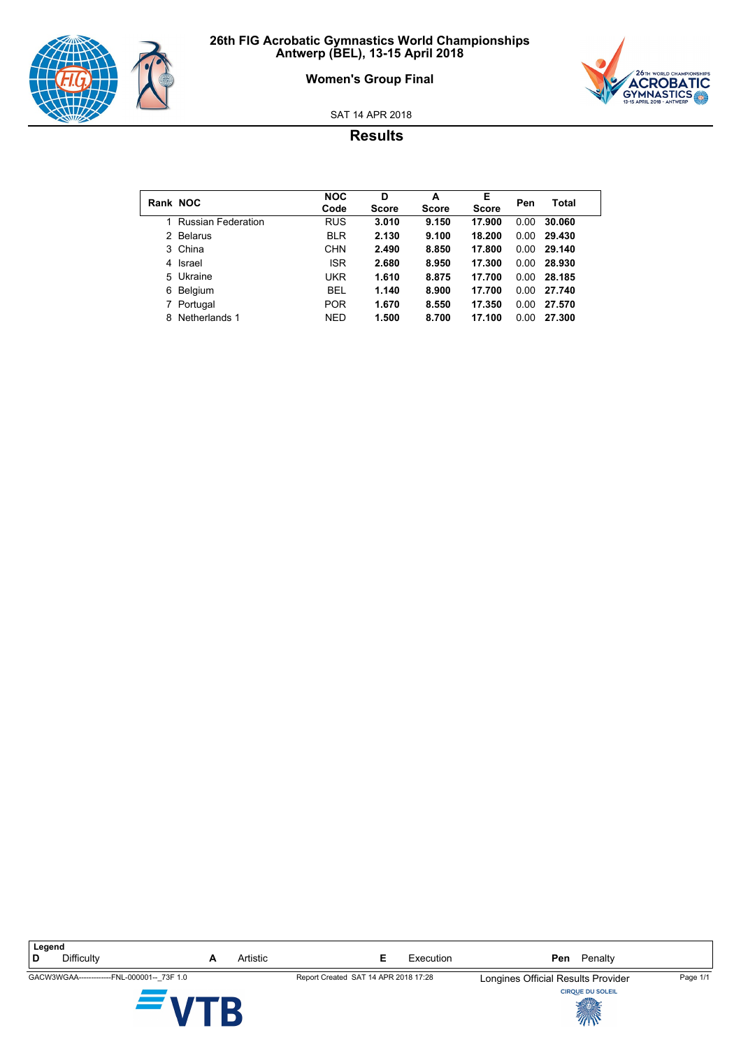# 26th FIG Acrobatic Gymnastics World Championships
## Antwerp (BEL), 13-15 April 2018

### Women's Group Final

SAT 14 APR 2018

## Results

| Rank | NOC | NOC Code | D Score | A Score | E Score | Pen | Total |
|---|---|---|---|---|---|---|---|
| 1 | Russian Federation | RUS | **3.010** | **9.150** | **17.900** | 0.00 | **30.060** |
| 2 | Belarus | BLR | **2.130** | **9.100** | **18.200** | 0.00 | **29.430** |
| 3 | China | CHN | **2.490** | **8.850** | **17.800** | 0.00 | **29.140** |
| 4 | Israel | ISR | **2.680** | **8.950** | **17.300** | 0.00 | **28.930** |
| 5 | Ukraine | UKR | **1.610** | **8.875** | **17.700** | 0.00 | **28.185** |
| 6 | Belgium | BEL | **1.140** | **8.900** | **17.700** | 0.00 | **27.740** |
| 7 | Portugal | POR | **1.670** | **8.550** | **17.350** | 0.00 | **27.570** |
| 8 | Netherlands 1 | NED | **1.500** | **8.700** | **17.100** | 0.00 | **27.300** |

**Legend**

| | | | | | | | |
|---|---|---|---|---|---|---|---|
| **D** | Difficulty | **A** | Artistic | **E** | Execution | **Pen** | Penalty |

GACW3WGAA--------------FNL-000001--_73F 1.0 | Report Created SAT 14 APR 2018 17:28 | Longines Official Results Provider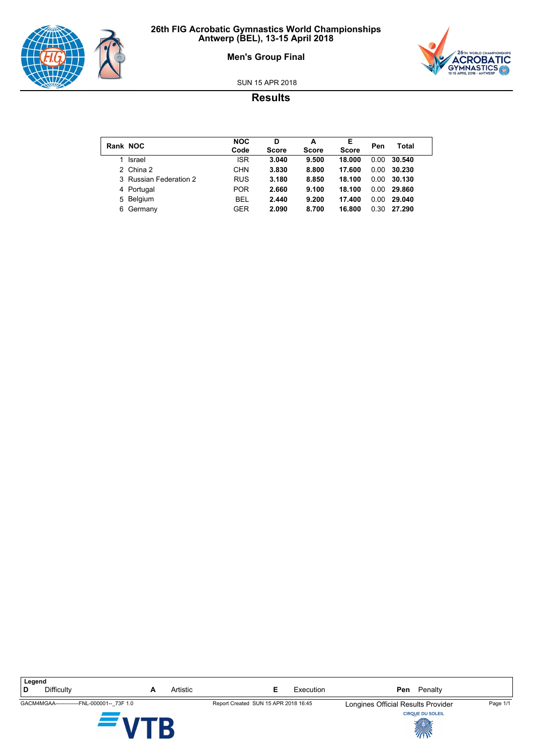# 26th FIG Acrobatic Gymnastics World Championships
## Antwerp (BEL), 13-15 April 2018

### Men's Group Final

SUN 15 APR 2018

### Results

| Rank | NOC | NOC Code | D Score | A Score | E Score | Pen | Total |
|---|---|---|---|---|---|---|---|
| 1 | Israel | ISR | **3.040** | **9.500** | **18.000** | 0.00 | **30.540** |
| 2 | China 2 | CHN | **3.830** | **8.800** | **17.600** | 0.00 | **30.230** |
| 3 | Russian Federation 2 | RUS | **3.180** | **8.850** | **18.100** | 0.00 | **30.130** |
| 4 | Portugal | POR | **2.660** | **9.100** | **18.100** | 0.00 | **29.860** |
| 5 | Belgium | BEL | **2.440** | **9.200** | **17.400** | 0.00 | **29.040** |
| 6 | Germany | GER | **2.090** | **8.700** | **16.800** | 0.30 | **27.290** |

**Legend**

| | | | | | | | |
|---|---|---|---|---|---|---|---|
| **D** | Difficulty | **A** | Artistic | **E** | Execution | **Pen** | Penalty |

GACM4MGAA-------------FNL-000001--_73F 1.0

Report Created SUN 15 APR 2018 16:45

Longines Official Results Provider

VTB

CIRQUE DU SOLEIL